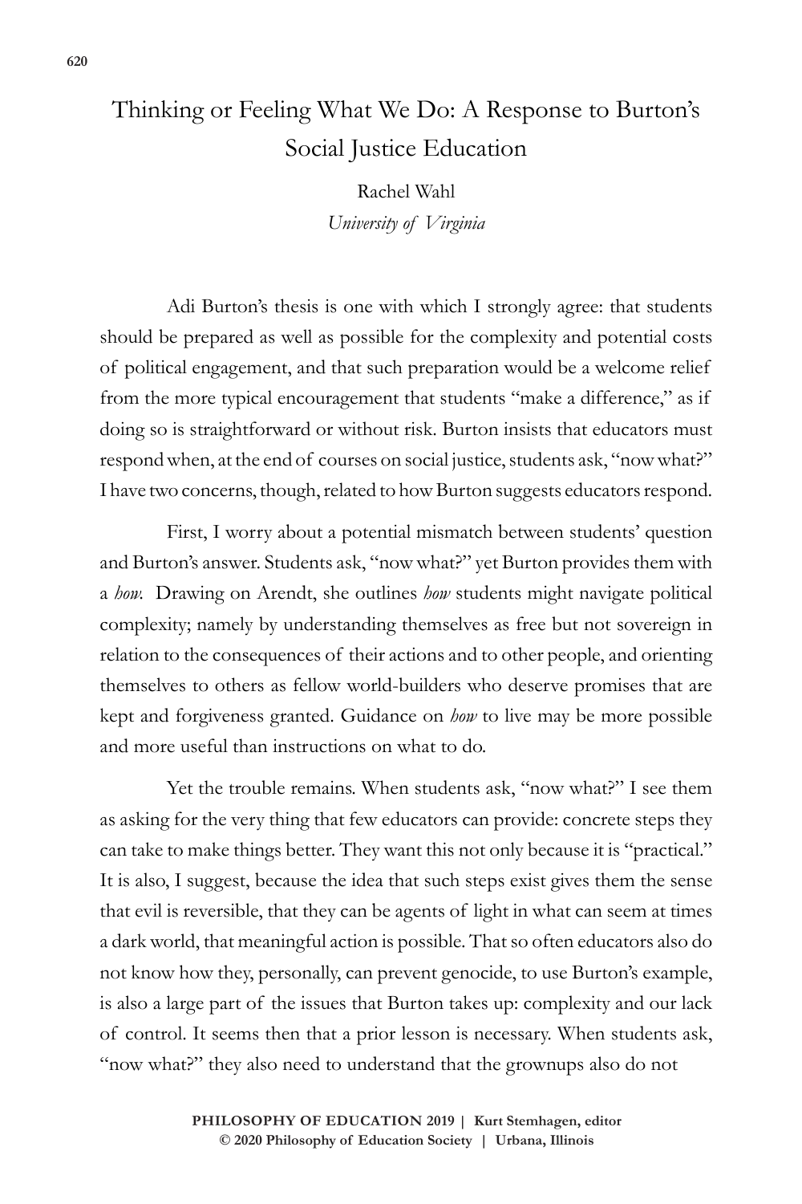# Thinking or Feeling What We Do: A Response to Burton's Social Justice Education

Rachel Wahl

*University of Virginia*

Adi Burton's thesis is one with which I strongly agree: that students should be prepared as well as possible for the complexity and potential costs of political engagement, and that such preparation would be a welcome relief from the more typical encouragement that students "make a difference," as if doing so is straightforward or without risk. Burton insists that educators must respond when, at the end of courses on social justice, students ask, "now what?" I have two concerns, though, related to how Burton suggests educators respond.

First, I worry about a potential mismatch between students' question and Burton's answer. Students ask, "now what?" yet Burton provides them with a *how*. Drawing on Arendt, she outlines *how* students might navigate political complexity; namely by understanding themselves as free but not sovereign in relation to the consequences of their actions and to other people, and orienting themselves to others as fellow world-builders who deserve promises that are kept and forgiveness granted. Guidance on *how* to live may be more possible and more useful than instructions on what to do.

Yet the trouble remains. When students ask, "now what?" I see them as asking for the very thing that few educators can provide: concrete steps they can take to make things better. They want this not only because it is "practical." It is also, I suggest, because the idea that such steps exist gives them the sense that evil is reversible, that they can be agents of light in what can seem at times a dark world, that meaningful action is possible. That so often educators also do not know how they, personally, can prevent genocide, to use Burton's example, is also a large part of the issues that Burton takes up: complexity and our lack of control. It seems then that a prior lesson is necessary. When students ask, "now what?" they also need to understand that the grownups also do not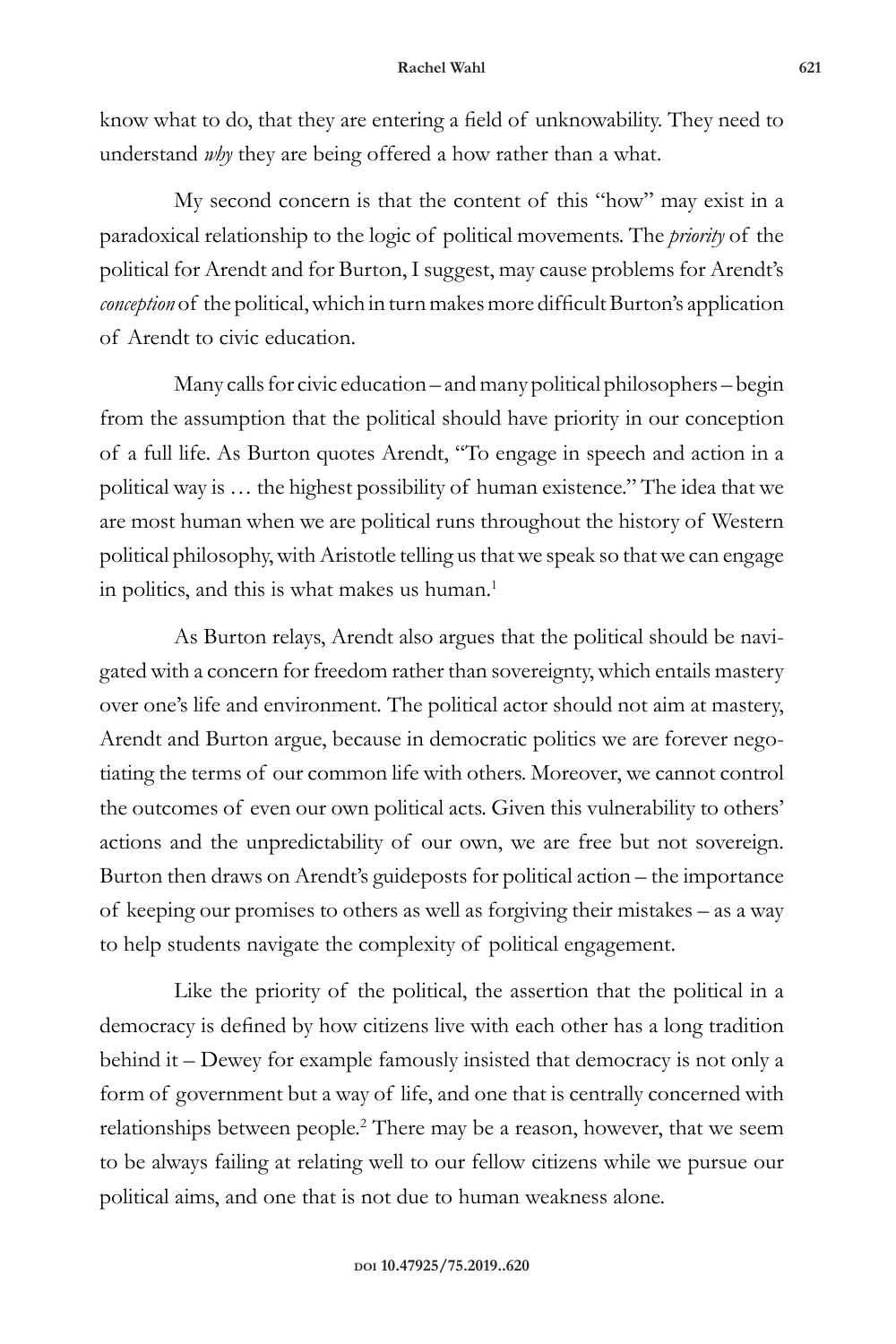know what to do, that they are entering a field of unknowability. They need to understand *why* they are being offered a how rather than a what.

My second concern is that the content of this "how" may exist in a paradoxical relationship to the logic of political movements. The *priority* of the political for Arendt and for Burton, I suggest, may cause problems for Arendt's *conception* of the political, which in turn makes more difficult Burton's application of Arendt to civic education.

Many calls for civic education – and many political philosophers – begin from the assumption that the political should have priority in our conception of a full life. As Burton quotes Arendt, "To engage in speech and action in a political way is … the highest possibility of human existence." The idea that we are most human when we are political runs throughout the history of Western political philosophy, with Aristotle telling us that we speak so that we can engage in politics, and this is what makes us human.[1]

As Burton relays, Arendt also argues that the political should be navigated with a concern for freedom rather than sovereignty, which entails mastery over one's life and environment. The political actor should not aim at mastery, Arendt and Burton argue, because in democratic politics we are forever negotiating the terms of our common life with others. Moreover, we cannot control the outcomes of even our own political acts. Given this vulnerability to others' actions and the unpredictability of our own, we are free but not sovereign. Burton then draws on Arendt's guideposts for political action – the importance of keeping our promises to others as well as forgiving their mistakes – as a way to help students navigate the complexity of political engagement.

Like the priority of the political, the assertion that the political in a democracy is defined by how citizens live with each other has a long tradition behind it – Dewey for example famously insisted that democracy is not only a form of government but a way of life, and one that is centrally concerned with relationships between people.[2] There may be a reason, however, that we seem to be always failing at relating well to our fellow citizens while we pursue our political aims, and one that is not due to human weakness alone.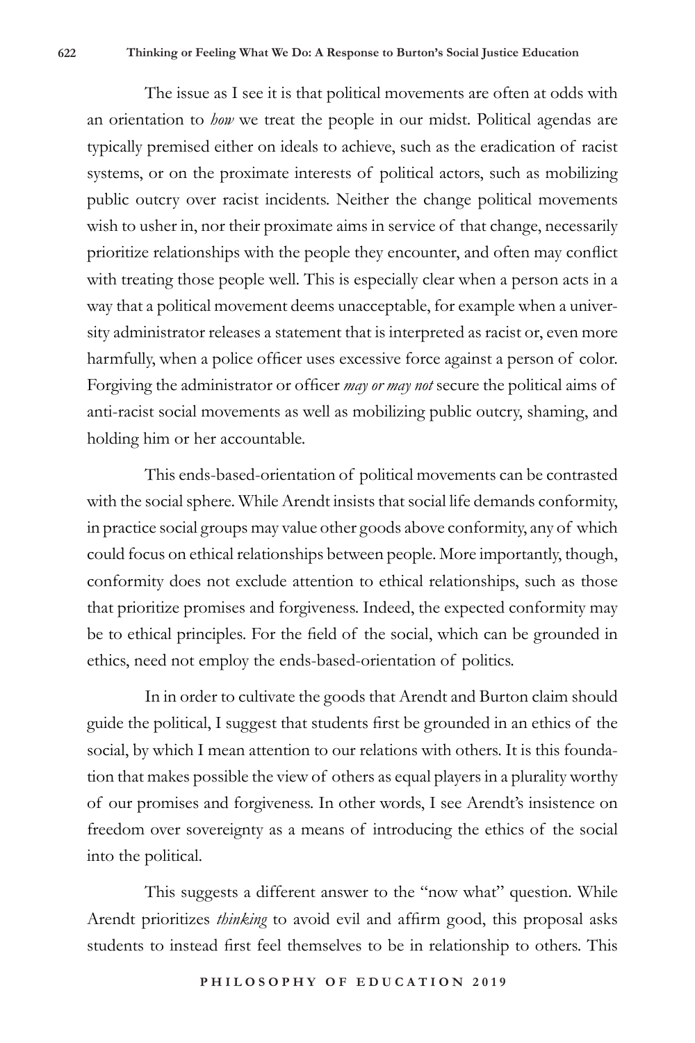The issue as I see it is that political movements are often at odds with an orientation to *how* we treat the people in our midst. Political agendas are typically premised either on ideals to achieve, such as the eradication of racist systems, or on the proximate interests of political actors, such as mobilizing public outcry over racist incidents. Neither the change political movements wish to usher in, nor their proximate aims in service of that change, necessarily prioritize relationships with the people they encounter, and often may conflict with treating those people well. This is especially clear when a person acts in a way that a political movement deems unacceptable, for example when a university administrator releases a statement that is interpreted as racist or, even more harmfully, when a police officer uses excessive force against a person of color. Forgiving the administrator or officer *may or may not* secure the political aims of anti-racist social movements as well as mobilizing public outcry, shaming, and holding him or her accountable.

This ends-based-orientation of political movements can be contrasted with the social sphere. While Arendt insists that social life demands conformity, in practice social groups may value other goods above conformity, any of which could focus on ethical relationships between people. More importantly, though, conformity does not exclude attention to ethical relationships, such as those that prioritize promises and forgiveness. Indeed, the expected conformity may be to ethical principles. For the field of the social, which can be grounded in ethics, need not employ the ends-based-orientation of politics.

In in order to cultivate the goods that Arendt and Burton claim should guide the political, I suggest that students first be grounded in an ethics of the social, by which I mean attention to our relations with others. It is this foundation that makes possible the view of others as equal players in a plurality worthy of our promises and forgiveness. In other words, I see Arendt's insistence on freedom over sovereignty as a means of introducing the ethics of the social into the political.

This suggests a different answer to the "now what" question. While Arendt prioritizes *thinking* to avoid evil and affirm good, this proposal asks students to instead first feel themselves to be in relationship to others. This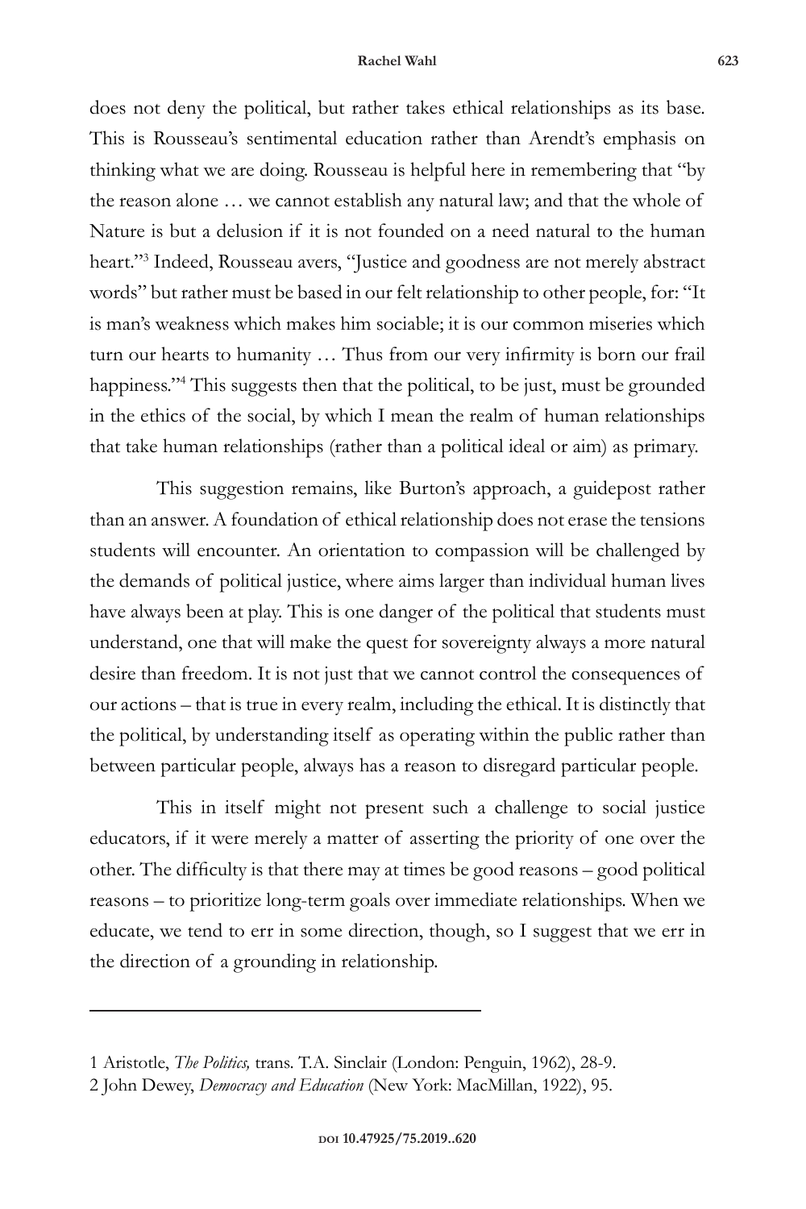does not deny the political, but rather takes ethical relationships as its base. This is Rousseau's sentimental education rather than Arendt's emphasis on thinking what we are doing. Rousseau is helpful here in remembering that "by the reason alone … we cannot establish any natural law; and that the whole of Nature is but a delusion if it is not founded on a need natural to the human heart."[3] Indeed, Rousseau avers, "Justice and goodness are not merely abstract words" but rather must be based in our felt relationship to other people, for: "It is man's weakness which makes him sociable; it is our common miseries which turn our hearts to humanity … Thus from our very infirmity is born our frail happiness."[4] This suggests then that the political, to be just, must be grounded in the ethics of the social, by which I mean the realm of human relationships that take human relationships (rather than a political ideal or aim) as primary.

This suggestion remains, like Burton's approach, a guidepost rather than an answer. A foundation of ethical relationship does not erase the tensions students will encounter. An orientation to compassion will be challenged by the demands of political justice, where aims larger than individual human lives have always been at play. This is one danger of the political that students must understand, one that will make the quest for sovereignty always a more natural desire than freedom. It is not just that we cannot control the consequences of our actions – that is true in every realm, including the ethical. It is distinctly that the political, by understanding itself as operating within the public rather than between particular people, always has a reason to disregard particular people.

This in itself might not present such a challenge to social justice educators, if it were merely a matter of asserting the priority of one over the other. The difficulty is that there may at times be good reasons – good political reasons – to prioritize long-term goals over immediate relationships. When we educate, we tend to err in some direction, though, so I suggest that we err in the direction of a grounding in relationship.

---

1 Aristotle, *The Politics,* trans. T.A. Sinclair (London: Penguin, 1962), 28-9.

2 John Dewey, *Democracy and Education* (New York: MacMillan, 1922), 95.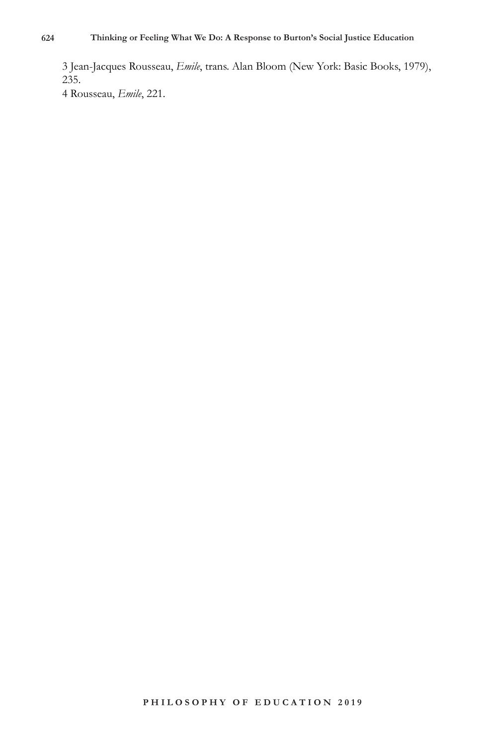3 Jean-Jacques Rousseau, *Emile*, trans. Alan Bloom (New York: Basic Books, 1979), 235.

4 Rousseau, *Emile*, 221.